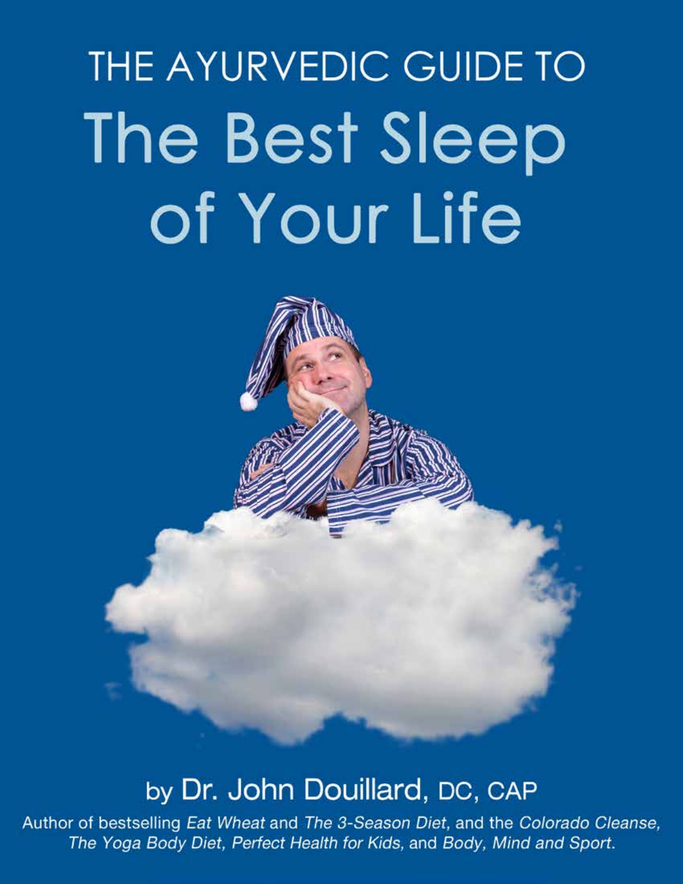# THE AYURVEDIC GUIDE TO The Best Sleep of Your Life

by **Dr. John Douillard,** DC, CAP

Author of bestselling *Eat Wheat* and *The 3-Season Diet*, and the *Colorado Cleanse*, *The Yoga Body Diet*, *Perfect Health for Kids*, and *Body, Mind and Sport*.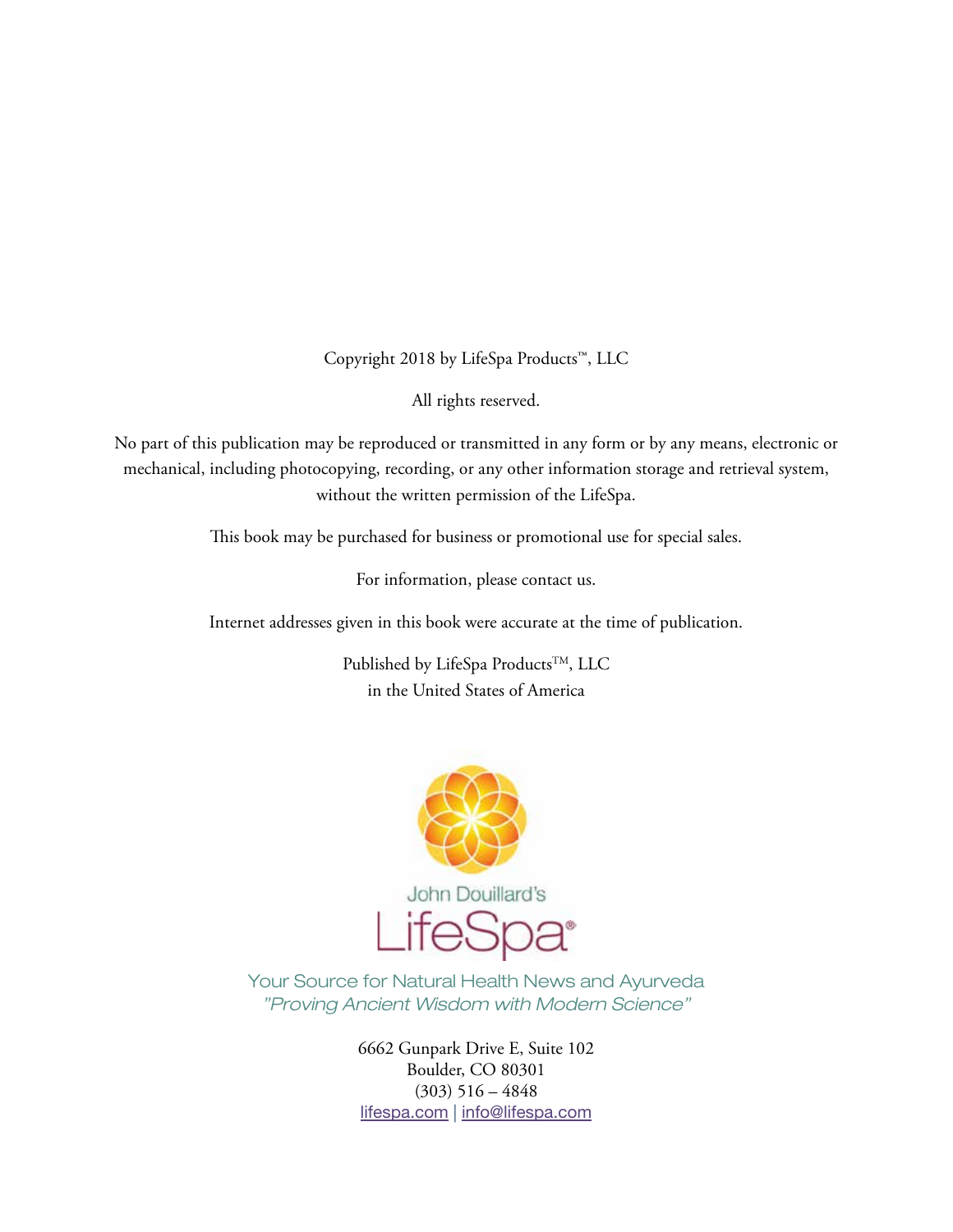Copyright 2018 by LifeSpa Products™, LLC

All rights reserved.

No part of this publication may be reproduced or transmitted in any form or by any means, electronic or mechanical, including photocopying, recording, or any other information storage and retrieval system, without the written permission of the LifeSpa.

This book may be purchased for business or promotional use for special sales.

For information, please contact us.

Internet addresses given in this book were accurate at the time of publication.

Published by LifeSpa Products™, LLC
in the United States of America

John Douillard's
LifeSpa®

Your Source for Natural Health News and Ayurveda
*"Proving Ancient Wisdom with Modern Science"*

6662 Gunpark Drive E, Suite 102
Boulder, CO 80301
(303) 516 – 4848
lifespa.com | info@lifespa.com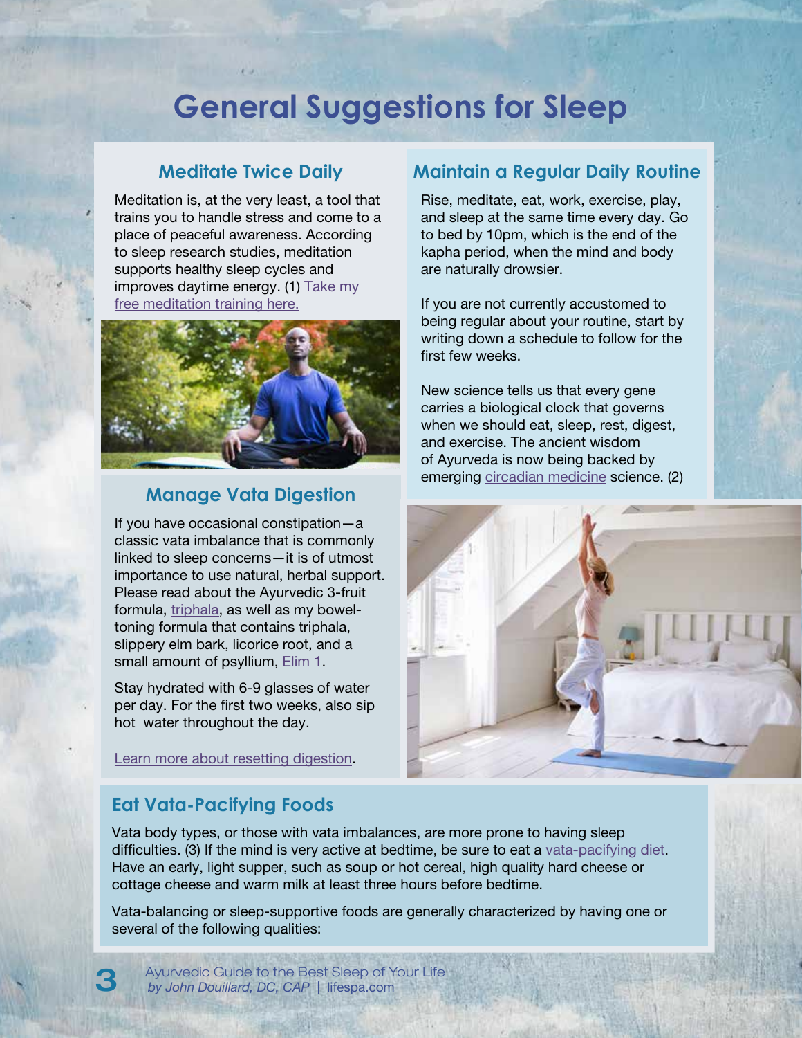# General Suggestions for Sleep

## Meditate Twice Daily

Meditation is, at the very least, a tool that trains you to handle stress and come to a place of peaceful awareness. According to sleep research studies, meditation supports healthy sleep cycles and improves daytime energy. (1) Take my free meditation training here.

## Maintain a Regular Daily Routine

Rise, meditate, eat, work, exercise, play, and sleep at the same time every day. Go to bed by 10pm, which is the end of the kapha period, when the mind and body are naturally drowsier.

If you are not currently accustomed to being regular about your routine, start by writing down a schedule to follow for the first few weeks.

New science tells us that every gene carries a biological clock that governs when we should eat, sleep, rest, digest, and exercise. The ancient wisdom of Ayurveda is now being backed by emerging circadian medicine science. (2)

## Manage Vata Digestion

If you have occasional constipation—a classic vata imbalance that is commonly linked to sleep concerns—it is of utmost importance to use natural, herbal support. Please read about the Ayurvedic 3-fruit formula, triphala, as well as my bowel-toning formula that contains triphala, slippery elm bark, licorice root, and a small amount of psyllium, Elim 1.

Stay hydrated with 6-9 glasses of water per day. For the first two weeks, also sip hot water throughout the day.

Learn more about resetting digestion.

## Eat Vata-Pacifying Foods

Vata body types, or those with vata imbalances, are more prone to having sleep difficulties. (3) If the mind is very active at bedtime, be sure to eat a vata-pacifying diet. Have an early, light supper, such as soup or hot cereal, high quality hard cheese or cottage cheese and warm milk at least three hours before bedtime.

Vata-balancing or sleep-supportive foods are generally characterized by having one or several of the following qualities: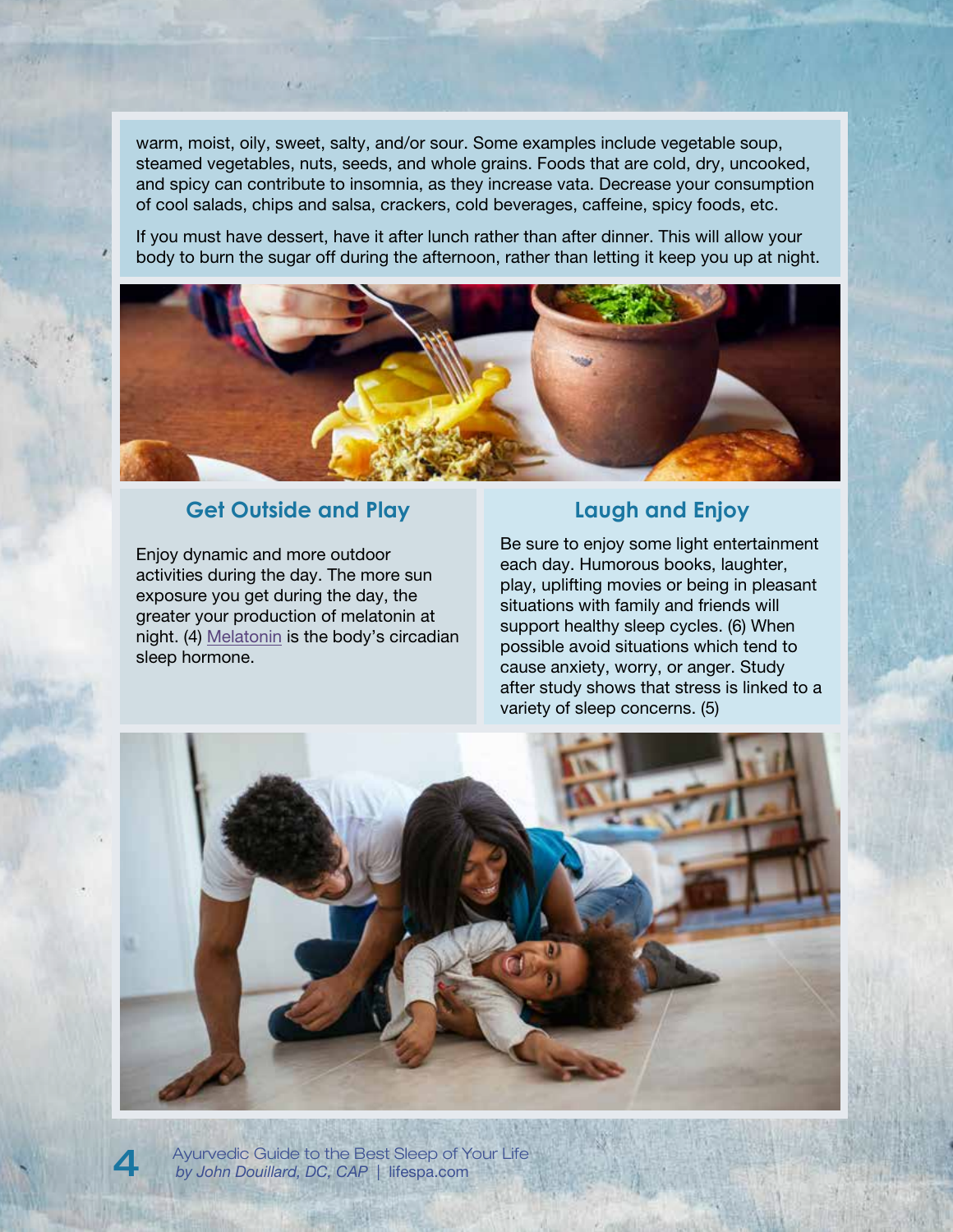warm, moist, oily, sweet, salty, and/or sour. Some examples include vegetable soup, steamed vegetables, nuts, seeds, and whole grains. Foods that are cold, dry, uncooked, and spicy can contribute to insomnia, as they increase vata. Decrease your consumption of cool salads, chips and salsa, crackers, cold beverages, caffeine, spicy foods, etc.

If you must have dessert, have it after lunch rather than after dinner. This will allow your body to burn the sugar off during the afternoon, rather than letting it keep you up at night.

## Get Outside and Play

Enjoy dynamic and more outdoor activities during the day. The more sun exposure you get during the day, the greater your production of melatonin at night. (4) Melatonin is the body's circadian sleep hormone.

## Laugh and Enjoy

Be sure to enjoy some light entertainment each day. Humorous books, laughter, play, uplifting movies or being in pleasant situations with family and friends will support healthy sleep cycles. (6) When possible avoid situations which tend to cause anxiety, worry, or anger. Study after study shows that stress is linked to a variety of sleep concerns. (5)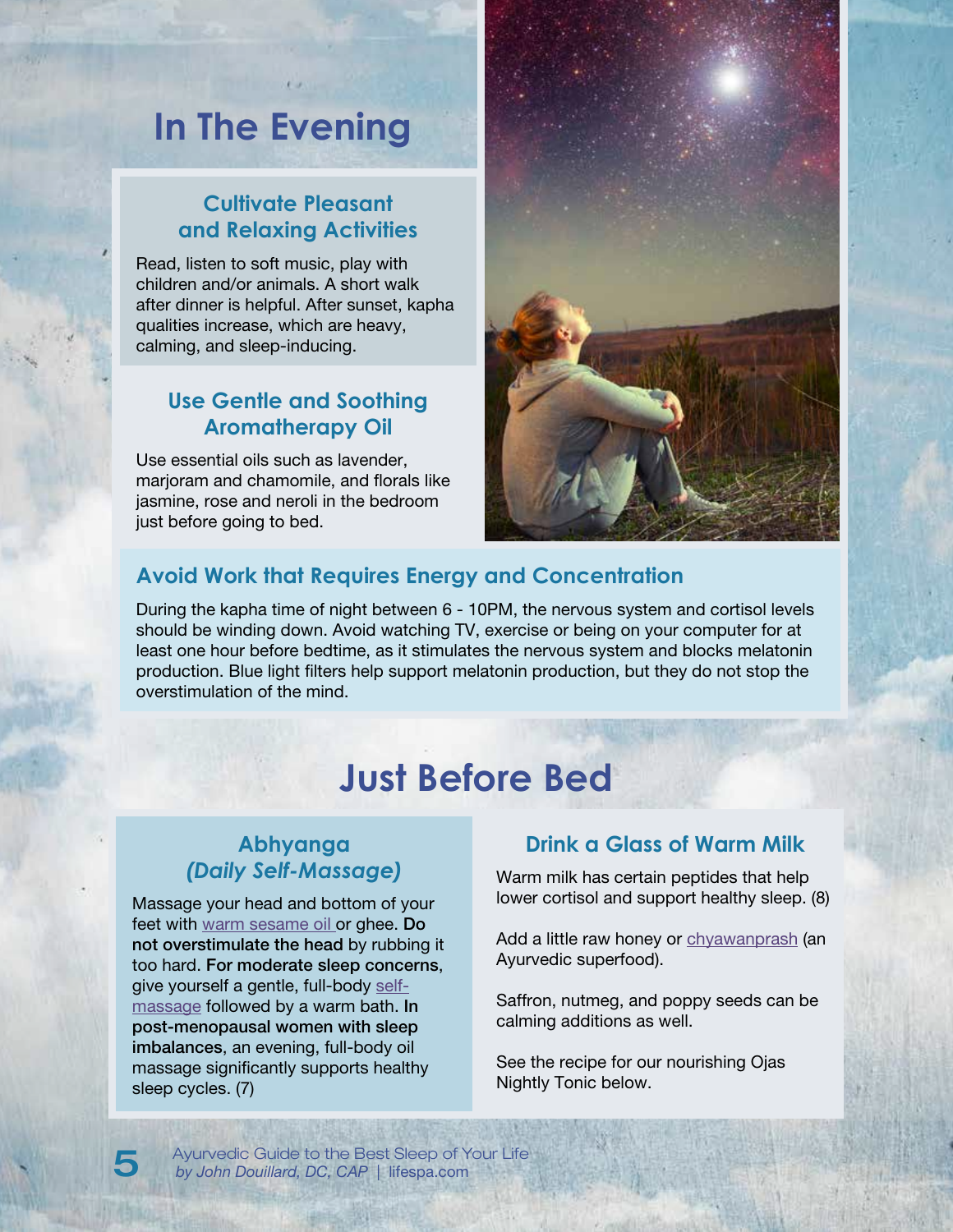# In The Evening

### Cultivate Pleasant and Relaxing Activities

Read, listen to soft music, play with children and/or animals. A short walk after dinner is helpful. After sunset, kapha qualities increase, which are heavy, calming, and sleep-inducing.

### Use Gentle and Soothing Aromatherapy Oil

Use essential oils such as lavender, marjoram and chamomile, and florals like jasmine, rose and neroli in the bedroom just before going to bed.

### Avoid Work that Requires Energy and Concentration

During the kapha time of night between 6 - 10PM, the nervous system and cortisol levels should be winding down. Avoid watching TV, exercise or being on your computer for at least one hour before bedtime, as it stimulates the nervous system and blocks melatonin production. Blue light filters help support melatonin production, but they do not stop the overstimulation of the mind.

# Just Before Bed

### Abhyanga *(Daily Self-Massage)*

Massage your head and bottom of your feet with warm sesame oil or ghee. **Do not overstimulate the head** by rubbing it too hard. **For moderate sleep concerns**, give yourself a gentle, full-body self-massage followed by a warm bath. **In post-menopausal women with sleep imbalances**, an evening, full-body oil massage significantly supports healthy sleep cycles. (7)

### Drink a Glass of Warm Milk

Warm milk has certain peptides that help lower cortisol and support healthy sleep. (8)

Add a little raw honey or chyawanprash (an Ayurvedic superfood).

Saffron, nutmeg, and poppy seeds can be calming additions as well.

See the recipe for our nourishing Ojas Nightly Tonic below.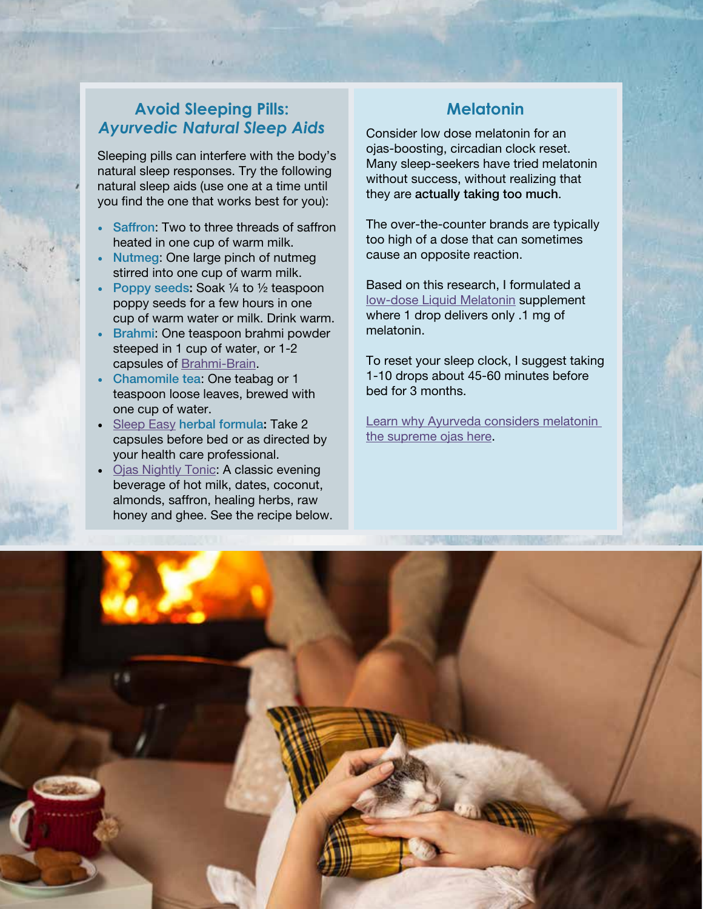## Avoid Sleeping Pills: *Ayurvedic Natural Sleep Aids*

Sleeping pills can interfere with the body's natural sleep responses. Try the following natural sleep aids (use one at a time until you find the one that works best for you):

- Saffron: Two to three threads of saffron heated in one cup of warm milk.
- Nutmeg: One large pinch of nutmeg stirred into one cup of warm milk.
- **Poppy seeds:** Soak ¼ to ½ teaspoon poppy seeds for a few hours in one cup of warm water or milk. Drink warm.
- Brahmi: One teaspoon brahmi powder steeped in 1 cup of water, or 1-2 capsules of Brahmi-Brain.
- Chamomile tea: One teabag or 1 teaspoon loose leaves, brewed with one cup of water.
- **Sleep Easy herbal formula:** Take 2 capsules before bed or as directed by your health care professional.
- Ojas Nightly Tonic: A classic evening beverage of hot milk, dates, coconut, almonds, saffron, healing herbs, raw honey and ghee. See the recipe below.

## Melatonin

Consider low dose melatonin for an ojas-boosting, circadian clock reset. Many sleep-seekers have tried melatonin without success, without realizing that they are **actually taking too much**.

The over-the-counter brands are typically too high of a dose that can sometimes cause an opposite reaction.

Based on this research, I formulated a low-dose Liquid Melatonin supplement where 1 drop delivers only .1 mg of melatonin.

To reset your sleep clock, I suggest taking 1-10 drops about 45-60 minutes before bed for 3 months.

Learn why Ayurveda considers melatonin the supreme ojas here.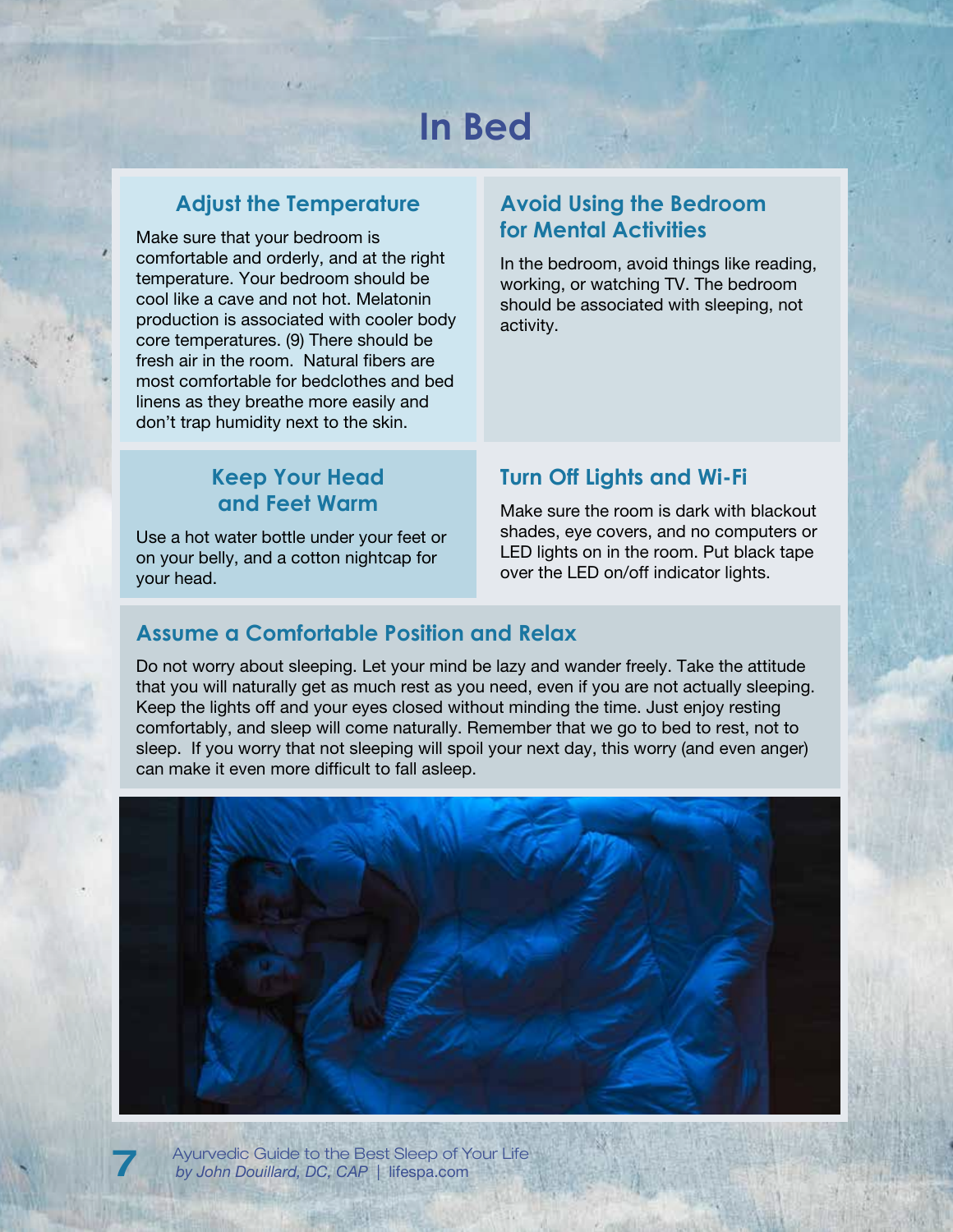# In Bed

## Adjust the Temperature

Make sure that your bedroom is comfortable and orderly, and at the right temperature. Your bedroom should be cool like a cave and not hot. Melatonin production is associated with cooler body core temperatures. (9) There should be fresh air in the room. Natural fibers are most comfortable for bedclothes and bed linens as they breathe more easily and don't trap humidity next to the skin.

## Avoid Using the Bedroom for Mental Activities

In the bedroom, avoid things like reading, working, or watching TV. The bedroom should be associated with sleeping, not activity.

## Keep Your Head and Feet Warm

Use a hot water bottle under your feet or on your belly, and a cotton nightcap for your head.

## Turn Off Lights and Wi-Fi

Make sure the room is dark with blackout shades, eye covers, and no computers or LED lights on in the room. Put black tape over the LED on/off indicator lights.

## Assume a Comfortable Position and Relax

Do not worry about sleeping. Let your mind be lazy and wander freely. Take the attitude that you will naturally get as much rest as you need, even if you are not actually sleeping. Keep the lights off and your eyes closed without minding the time. Just enjoy resting comfortably, and sleep will come naturally. Remember that we go to bed to rest, not to sleep. If you worry that not sleeping will spoil your next day, this worry (and even anger) can make it even more difficult to fall asleep.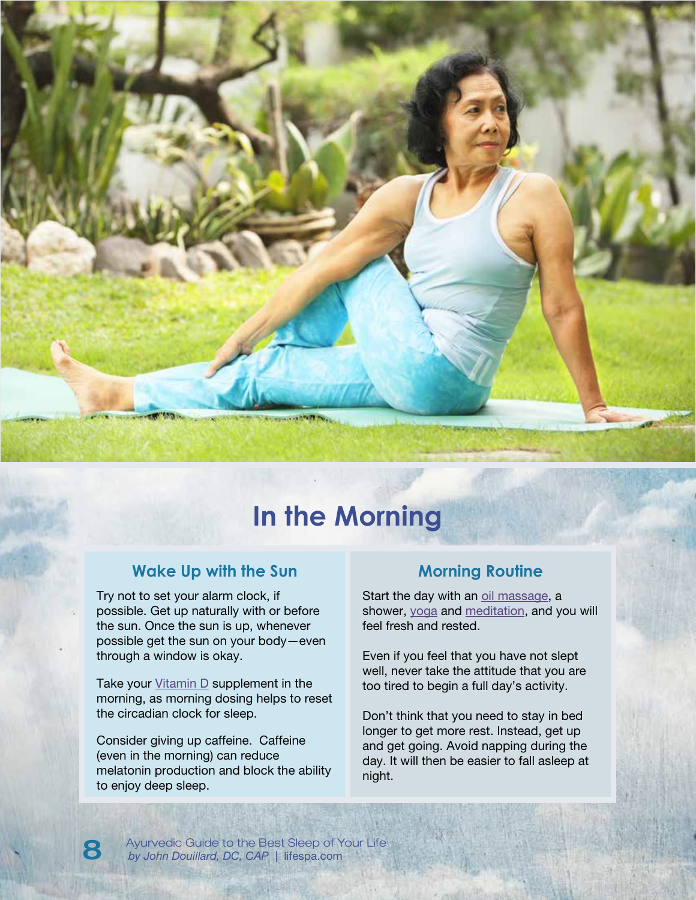# In the Morning

## Wake Up with the Sun

Try not to set your alarm clock, if possible. Get up naturally with or before the sun. Once the sun is up, whenever possible get the sun on your body—even through a window is okay.

Take your Vitamin D supplement in the morning, as morning dosing helps to reset the circadian clock for sleep.

Consider giving up caffeine. Caffeine (even in the morning) can reduce melatonin production and block the ability to enjoy deep sleep.

## Morning Routine

Start the day with an oil massage, a shower, yoga and meditation, and you will feel fresh and rested.

Even if you feel that you have not slept well, never take the attitude that you are too tired to begin a full day's activity.

Don't think that you need to stay in bed longer to get more rest. Instead, get up and get going. Avoid napping during the day. It will then be easier to fall asleep at night.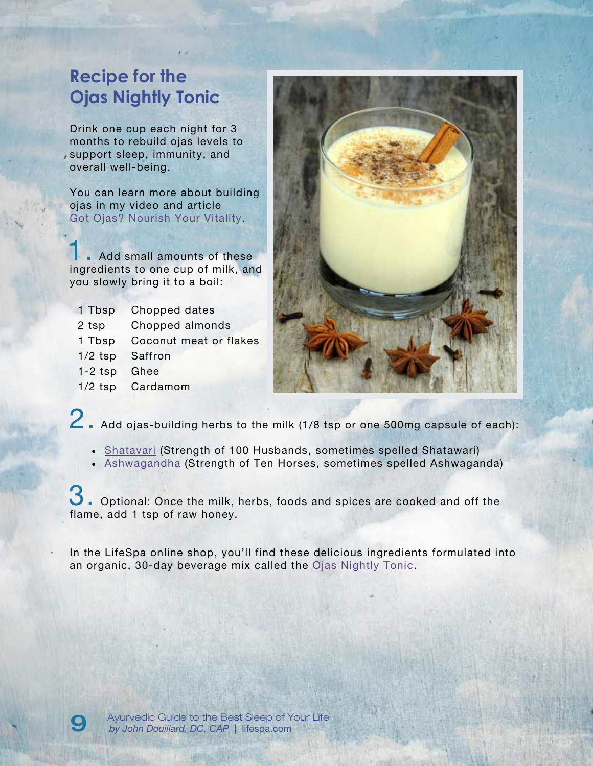## Recipe for the Ojas Nightly Tonic

Drink one cup each night for 3 months to rebuild ojas levels to support sleep, immunity, and overall well-being.

You can learn more about building ojas in my video and article Got Ojas? Nourish Your Vitality.

**1.** Add small amounts of these ingredients to one cup of milk, and you slowly bring it to a boil:

| | |
|---|---|
| 1 Tbsp | Chopped dates |
| 2 tsp | Chopped almonds |
| 1 Tbsp | Coconut meat or flakes |
| 1/2 tsp | Saffron |
| 1-2 tsp | Ghee |
| 1/2 tsp | Cardamom |

**2.** Add ojas-building herbs to the milk (1/8 tsp or one 500mg capsule of each):

- Shatavari (Strength of 100 Husbands, sometimes spelled Shatawari)
- Ashwagandha (Strength of Ten Horses, sometimes spelled Ashwaganda)

**3.** Optional: Once the milk, herbs, foods and spices are cooked and off the flame, add 1 tsp of raw honey.

In the LifeSpa online shop, you'll find these delicious ingredients formulated into an organic, 30-day beverage mix called the Ojas Nightly Tonic.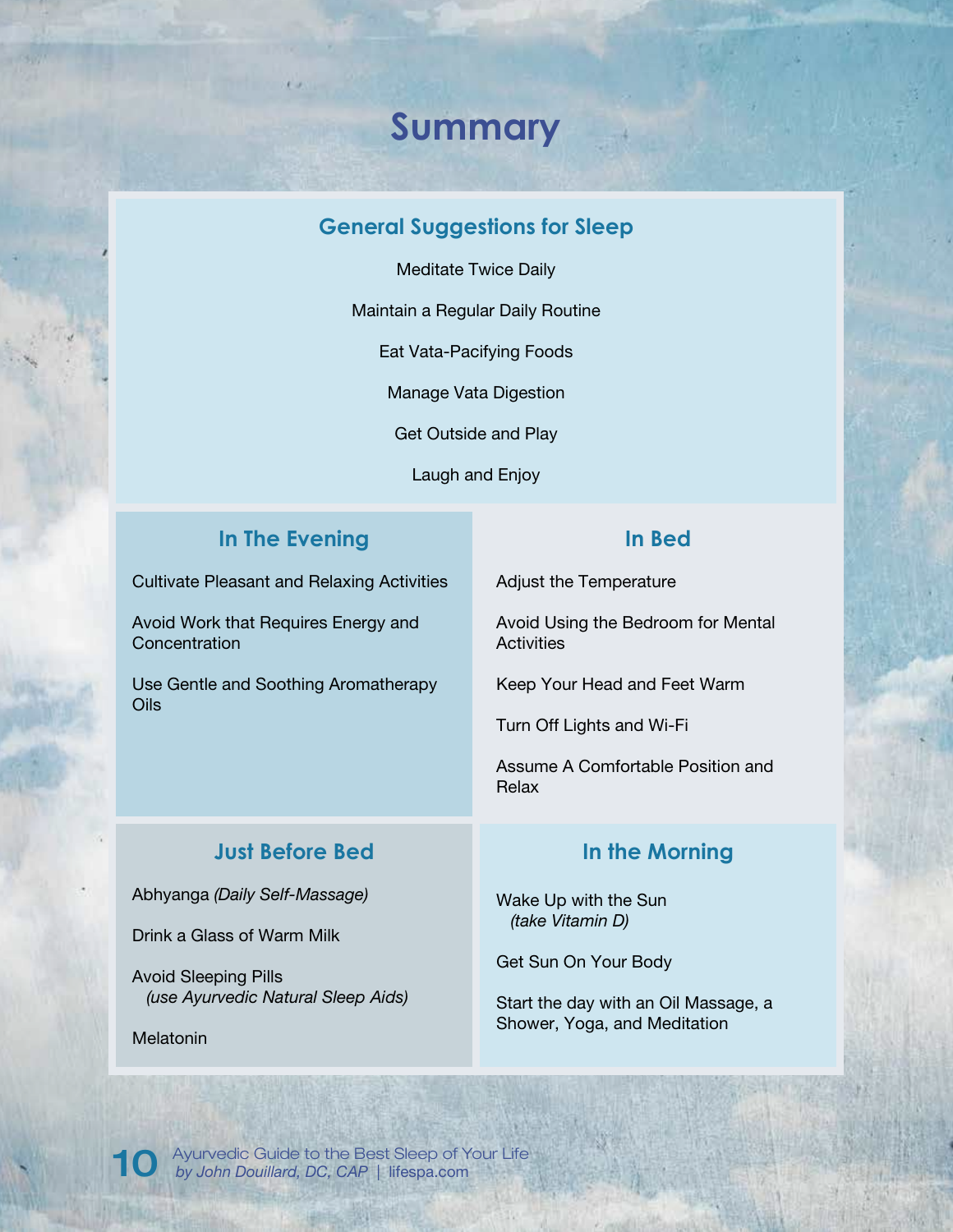# Summary

## General Suggestions for Sleep

Meditate Twice Daily

Maintain a Regular Daily Routine

Eat Vata-Pacifying Foods

Manage Vata Digestion

Get Outside and Play

Laugh and Enjoy

## In The Evening

Cultivate Pleasant and Relaxing Activities

Avoid Work that Requires Energy and Concentration

Use Gentle and Soothing Aromatherapy Oils

## In Bed

Adjust the Temperature

Avoid Using the Bedroom for Mental Activities

Keep Your Head and Feet Warm

Turn Off Lights and Wi-Fi

Assume A Comfortable Position and Relax

## Just Before Bed

Abhyanga *(Daily Self-Massage)*

Drink a Glass of Warm Milk

Avoid Sleeping Pills
*(use Ayurvedic Natural Sleep Aids)*

Melatonin

## In the Morning

Wake Up with the Sun
*(take Vitamin D)*

Get Sun On Your Body

Start the day with an Oil Massage, a Shower, Yoga, and Meditation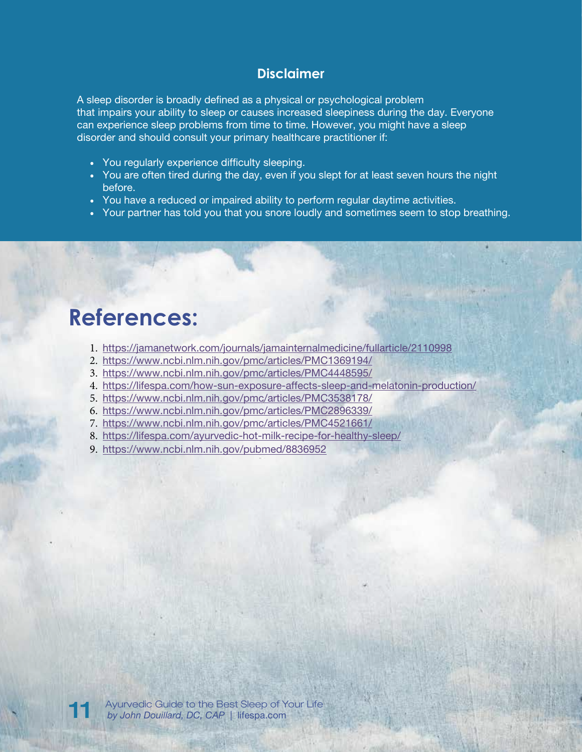## Disclaimer

A sleep disorder is broadly defined as a physical or psychological problem that impairs your ability to sleep or causes increased sleepiness during the day. Everyone can experience sleep problems from time to time. However, you might have a sleep disorder and should consult your primary healthcare practitioner if:

- You regularly experience difficulty sleeping.
- You are often tired during the day, even if you slept for at least seven hours the night before.
- You have a reduced or impaired ability to perform regular daytime activities.
- Your partner has told you that you snore loudly and sometimes seem to stop breathing.

# References:

1. https://jamanetwork.com/journals/jamainternalmedicine/fullarticle/2110998
2. https://www.ncbi.nlm.nih.gov/pmc/articles/PMC1369194/
3. https://www.ncbi.nlm.nih.gov/pmc/articles/PMC4448595/
4. https://lifespa.com/how-sun-exposure-affects-sleep-and-melatonin-production/
5. https://www.ncbi.nlm.nih.gov/pmc/articles/PMC3538178/
6. https://www.ncbi.nlm.nih.gov/pmc/articles/PMC2896339/
7. https://www.ncbi.nlm.nih.gov/pmc/articles/PMC4521661/
8. https://lifespa.com/ayurvedic-hot-milk-recipe-for-healthy-sleep/
9. https://www.ncbi.nlm.nih.gov/pubmed/8836952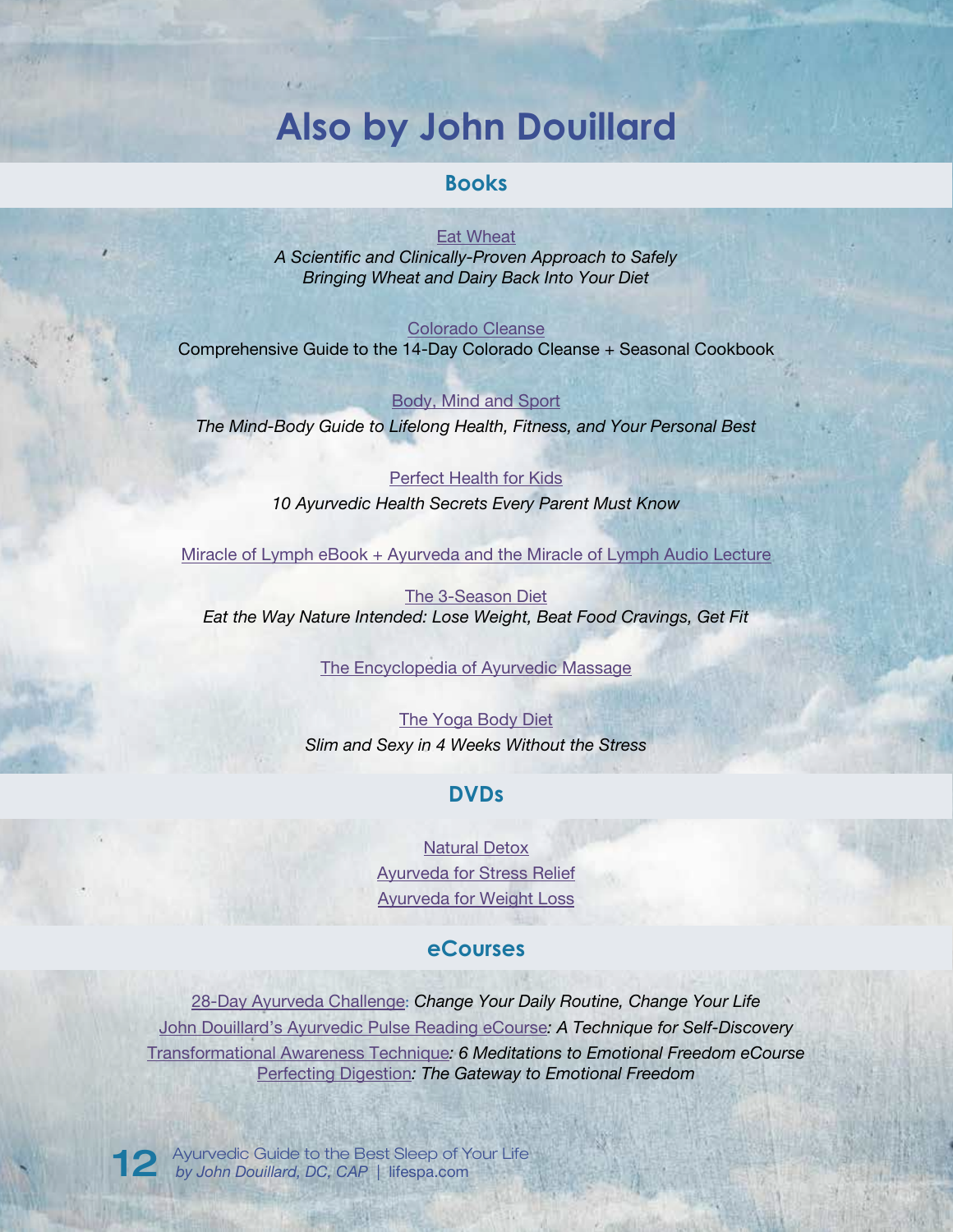# Also by John Douillard

## Books

Eat Wheat
*A Scientific and Clinically-Proven Approach to Safely Bringing Wheat and Dairy Back Into Your Diet*

Colorado Cleanse
Comprehensive Guide to the 14-Day Colorado Cleanse + Seasonal Cookbook

Body, Mind and Sport
*The Mind-Body Guide to Lifelong Health, Fitness, and Your Personal Best*

Perfect Health for Kids
*10 Ayurvedic Health Secrets Every Parent Must Know*

Miracle of Lymph eBook + Ayurveda and the Miracle of Lymph Audio Lecture

The 3-Season Diet
*Eat the Way Nature Intended: Lose Weight, Beat Food Cravings, Get Fit*

The Encyclopedia of Ayurvedic Massage

The Yoga Body Diet
*Slim and Sexy in 4 Weeks Without the Stress*

## DVDs

Natural Detox
Ayurveda for Stress Relief
Ayurveda for Weight Loss

## eCourses

28-Day Ayurveda Challenge: *Change Your Daily Routine, Change Your Life*
John Douillard's Ayurvedic Pulse Reading eCourse*: A Technique for Self-Discovery*
Transformational Awareness Technique*: 6 Meditations to Emotional Freedom eCourse*
Perfecting Digestion*: The Gateway to Emotional Freedom*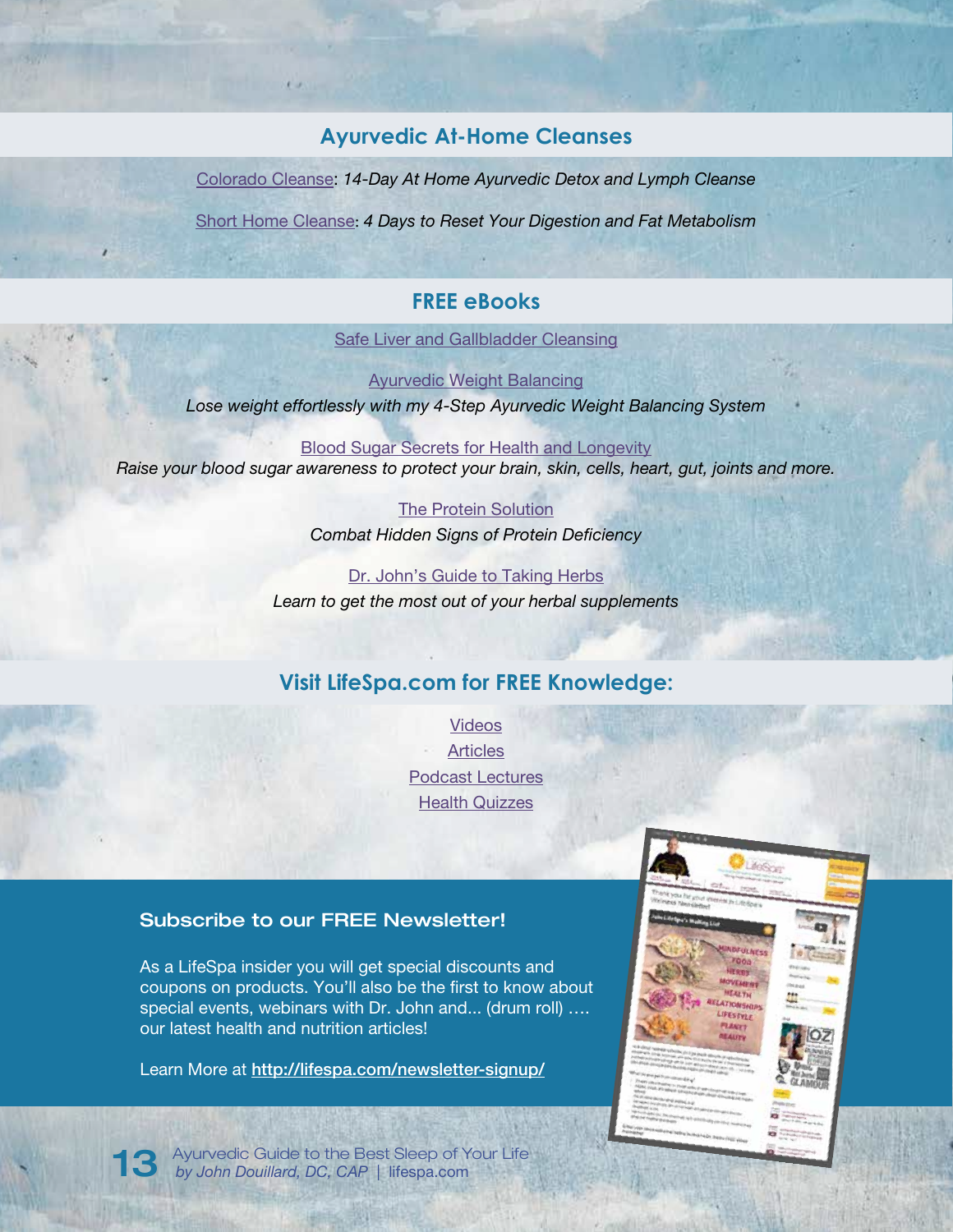## Ayurvedic At-Home Cleanses

Colorado Cleanse: *14-Day At Home Ayurvedic Detox and Lymph Cleanse*

Short Home Cleanse: *4 Days to Reset Your Digestion and Fat Metabolism*

## FREE eBooks

Safe Liver and Gallbladder Cleansing

Ayurvedic Weight Balancing
*Lose weight effortlessly with my 4-Step Ayurvedic Weight Balancing System*

Blood Sugar Secrets for Health and Longevity
*Raise your blood sugar awareness to protect your brain, skin, cells, heart, gut, joints and more.*

The Protein Solution
*Combat Hidden Signs of Protein Deficiency*

Dr. John's Guide to Taking Herbs
*Learn to get the most out of your herbal supplements*

## Visit LifeSpa.com for FREE Knowledge:

Videos
Articles
Podcast Lectures
Health Quizzes

### Subscribe to our FREE Newsletter!

As a LifeSpa insider you will get special discounts and coupons on products. You'll also be the first to know about special events, webinars with Dr. John and... (drum roll) …. our latest health and nutrition articles!

Learn More at **http://lifespa.com/newsletter-signup/**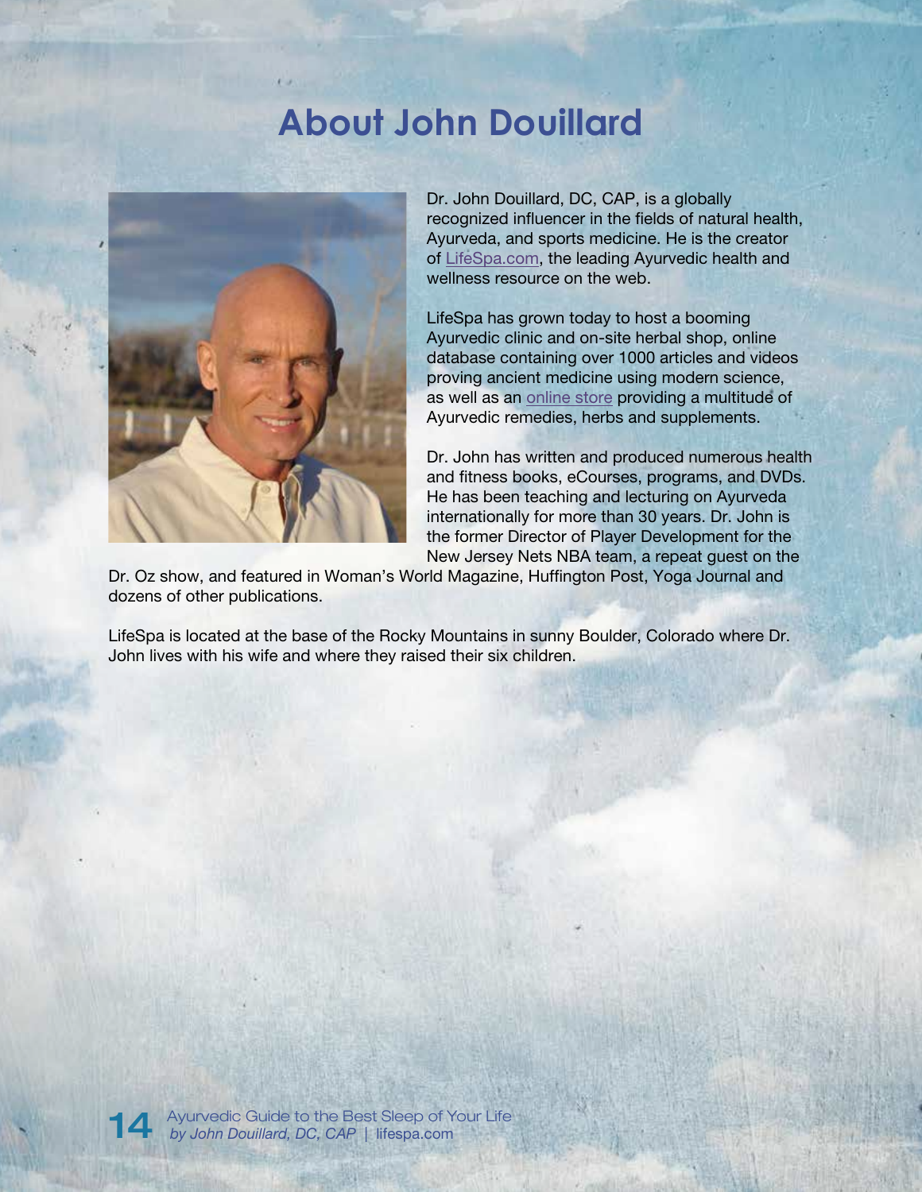# About John Douillard

Dr. John Douillard, DC, CAP, is a globally recognized influencer in the fields of natural health, Ayurveda, and sports medicine. He is the creator of LifeSpa.com, the leading Ayurvedic health and wellness resource on the web.

LifeSpa has grown today to host a booming Ayurvedic clinic and on-site herbal shop, online database containing over 1000 articles and videos proving ancient medicine using modern science, as well as an online store providing a multitude of Ayurvedic remedies, herbs and supplements.

Dr. John has written and produced numerous health and fitness books, eCourses, programs, and DVDs. He has been teaching and lecturing on Ayurveda internationally for more than 30 years. Dr. John is the former Director of Player Development for the New Jersey Nets NBA team, a repeat guest on the Dr. Oz show, and featured in Woman's World Magazine, Huffington Post, Yoga Journal and dozens of other publications.

LifeSpa is located at the base of the Rocky Mountains in sunny Boulder, Colorado where Dr. John lives with his wife and where they raised their six children.